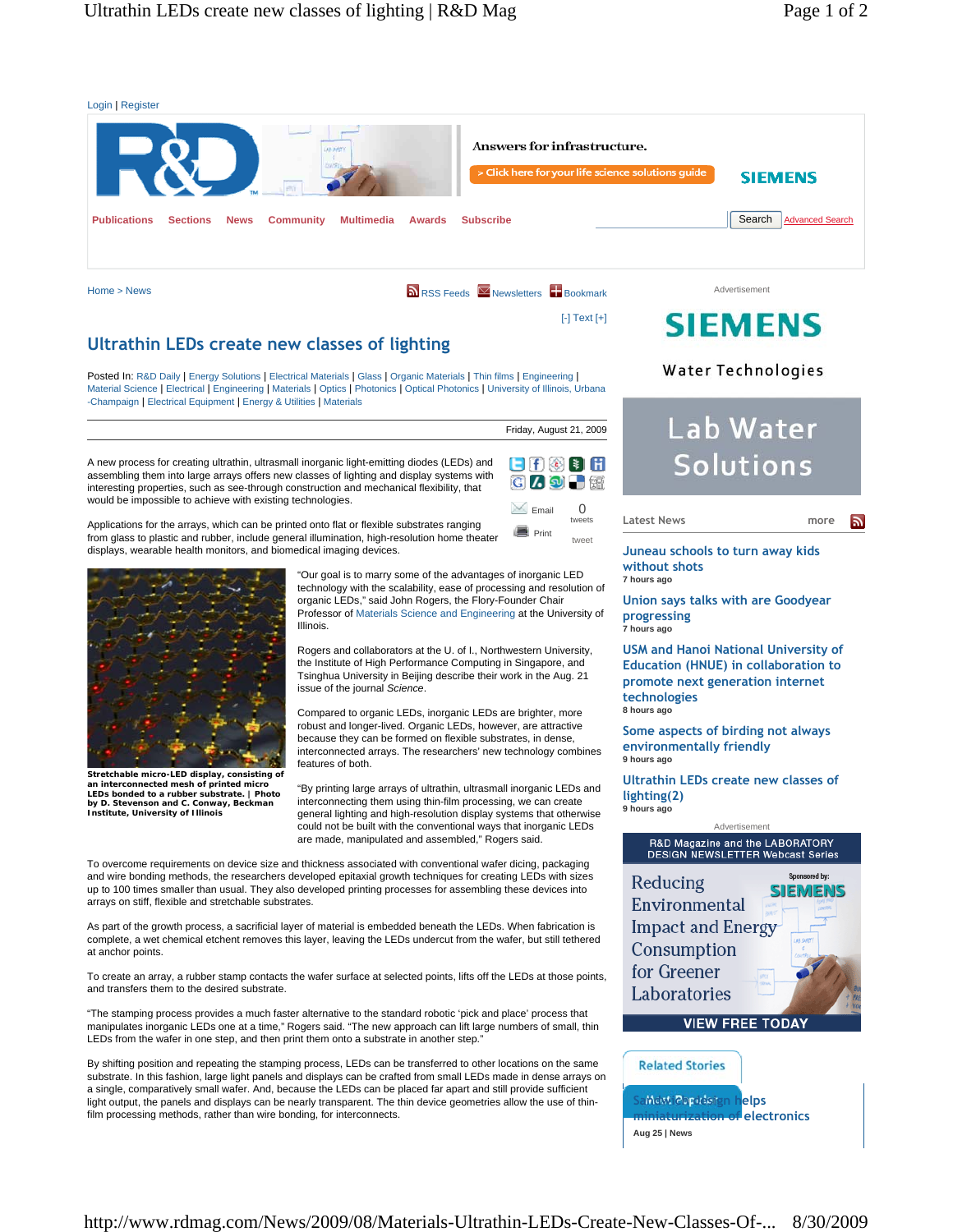Login | Register

Publications | Sections | News | Community | Multimedia | Awards | Subscribe

Home > News

# Ultrathin LEDs create new classes of lighting

Posted In: R&D Daily | Energy Solutions | Electrical Materials | Glass | Organic Materials | Thin films | Engineering | Material Science | Electrical | Engineering | Materials | Optics | Photonics | Optical Photonics | University of Illinois, Urbana-Champaign | Electrical Equipment | Energy & Utilities | Materials

Friday, August 21, 2009

A new process for creating ultrathin, ultrasmall inorganic light-emitting diodes (LEDs) and assembling them into large arrays offers new classes of lighting and display systems with interesting properties, such as see-through construction and mechanical flexibility, that would be impossible to achieve with existing technologies.

Applications for the arrays, which can be printed onto flat or flexible substrates ranging from glass to plastic and rubber, include general illumination, high-resolution home theater displays, wearable health monitors, and biomedical imaging devices.

**Stretchable micro-LED display, consisting of an interconnected mesh of printed micro LEDs bonded to a rubber substrate. | Photo by D. Stevenson and C. Conway, Beckman Institute, University of Illinois**

"Our goal is to marry some of the advantages of inorganic LED technology with the scalability, ease of processing and resolution of organic LEDs," said John Rogers, the Flory-Founder Chair Professor of Materials Science and Engineering at the University of Illinois.

Rogers and collaborators at the U. of I., Northwestern University, the Institute of High Performance Computing in Singapore, and Tsinghua University in Beijing describe their work in the Aug. 21 issue of the journal *Science*.

Compared to organic LEDs, inorganic LEDs are brighter, more robust and longer-lived. Organic LEDs, however, are attractive because they can be formed on flexible substrates, in dense, interconnected arrays. The researchers' new technology combines features of both.

"By printing large arrays of ultrathin, ultrasmall inorganic LEDs and interconnecting them using thin-film processing, we can create general lighting and high-resolution display systems that otherwise could not be built with the conventional ways that inorganic LEDs are made, manipulated and assembled," Rogers said.

To overcome requirements on device size and thickness associated with conventional wafer dicing, packaging and wire bonding methods, the researchers developed epitaxial growth techniques for creating LEDs as small as up to 100 times smaller than usual. They also developed printing processes for assembling these devices into arrays on stiff, flexible and stretchable substrates.

As part of the growth process, a sacrificial layer of material is embedded beneath the LEDs. When fabrication is complete, a wet chemical etchent removes this layer, leaving the LEDs undercut from the wafer, but still tethered at anchor points.

To create an array, a rubber stamp contacts the wafer surface at selected points, lifts off the LEDs at those points, and transfers them to the desired substrate.

"The stamping process provides a much faster alternative to the standard robotic 'pick and place' process that manipulates inorganic LEDs one at a time," Rogers said. "The new approach can lift large numbers of small, thin LEDs from the wafer in one step, and then print them onto a substrate in another step."

By shifting position and repeating the stamping process, LEDs can be transferred to other locations on the same substrate. In this fashion, large light panels and displays can be crafted from small LEDs made in dense arrays on a single, comparatively small wafer. And, because the LEDs can be placed far apart and still provide sufficient light output, the panels and displays can be nearly transparent. The thin device geometries allow the use of thin-film processing methods, rather than wire bonding, for interconnects.

## Latest News

Juneau schools to turn away kids without shots
7 hours ago

Union says talks with are Goodyear progressing
7 hours ago

USM and Hanoi National University of Education (HNUE) in collaboration to promote next generation internet technologies
8 hours ago

Some aspects of birding not always environmentally friendly
9 hours ago

Ultrathin LEDs create new classes of lighting(2)
9 hours ago

## Related Stories

New design helps miniaturization of electronics
Aug 25 | News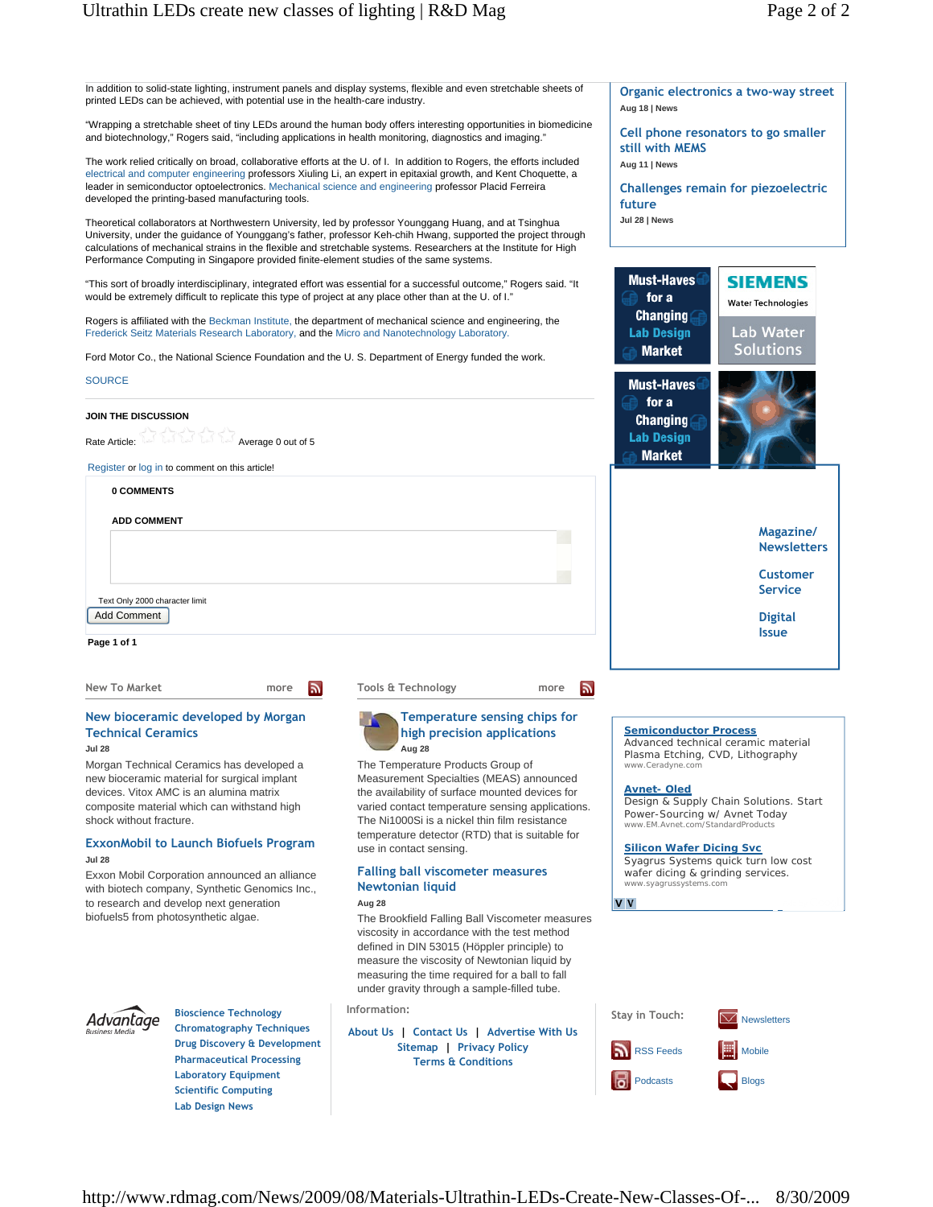In addition to solid-state lighting, instrument panels and display systems, flexible and even stretchable sheets of printed LEDs can be achieved, with potential use in the health-care industry.

"Wrapping a stretchable sheet of tiny LEDs around the human body offers interesting opportunities in biomedicine and biotechnology," Rogers said, "including applications in health monitoring, diagnostics and imaging."

The work relied critically on broad, collaborative efforts at the U. of I. In addition to Rogers, the efforts included electrical and computer engineering professors Xiuling Li, an expert in epitaxial growth, and Kent Choquette, a leader in semiconductor optoelectronics. Mechanical science and engineering professor Placid Ferreira developed the printing-based manufacturing tools.

Theoretical collaborators at Northwestern University, led by professor Younggang Huang, and at Tsinghua University, under the guidance of Younggang's father, professor Keh-chih Hwang, supported the project through calculations of mechanical strains in the flexible and stretchable systems. Researchers at the Institute for High Performance Computing in Singapore provided finite-element studies of the same systems.

"This sort of broadly interdisciplinary, integrated effort was essential for a successful outcome," Rogers said. "It would be extremely difficult to replicate this type of project at any place other than at the U. of I."

Rogers is affiliated with the Beckman Institute, the department of mechanical science and engineering, the Frederick Seitz Materials Research Laboratory, and the Micro and Nanotechnology Laboratory.

Ford Motor Co., the National Science Foundation and the U. S. Department of Energy funded the work.

SOURCE

**JOIN THE DISCUSSION**

Rate Article: Average 0 out of 5

Register or log in to comment on this article!

**0 COMMENTS**

**ADD COMMENT**

Text Only 2000 character limit

Add Comment

**Page 1 of 1**

Organic electronics a two-way street
Aug 18 | News

Cell phone resonators to go smaller still with MEMS
Aug 11 | News

Challenges remain for piezoelectric future
Jul 28 | News

Must-Haves for a Changing Lab Design Market

SIEMENS Water Technologies — Lab Water Solutions

Must-Haves for a Changing Lab Design Market

Magazine/ Newsletters

Customer Service

Digital Issue

## New To Market

more

### New bioceramic developed by Morgan Technical Ceramics
Jul 28

Morgan Technical Ceramics has developed a new bioceramic material for surgical implant devices. Vitox AMC is an alumina matrix composite material which can withstand high shock without fracture.

### ExxonMobil to Launch Biofuels Program
Jul 28

Exxon Mobil Corporation announced an alliance with biotech company, Synthetic Genomics Inc., to research and develop next generation biofuels5 from photosynthetic algae.

## Tools & Technology

more

### Temperature sensing chips for high precision applications
Aug 28

The Temperature Products Group of Measurement Specialties (MEAS) announced the availability of surface mounted devices for varied contact temperature sensing applications. The Ni1000Si is a nickel thin film resistance temperature detector (RTD) that is suitable for use in contact sensing.

### Falling ball viscometer measures Newtonian liquid
Aug 28

The Brookfield Falling Ball Viscometer measures viscosity in accordance with the test method defined in DIN 53015 (Höppler principle) to measure the viscosity of Newtonian liquid by measuring the time required for a ball to fall under gravity through a sample-filled tube.

**Semiconductor Process**
Advanced technical ceramic material Plasma Etching, CVD, Lithography
www.Ceradyne.com

**Avnet- Oled**
Design & Supply Chain Solutions. Start Power-Sourcing w/ Avnet Today
www.EM.Avnet.com/StandardProducts

**Silicon Wafer Dicing Svc**
Syagrus Systems quick turn low cost wafer dicing & grinding services.
www.syagrussystems.com

Advantage Business Media

Bioscience Technology
Chromatography Techniques
Drug Discovery & Development
Pharmaceutical Processing
Laboratory Equipment
Scientific Computing
Lab Design News

Information:

About Us | Contact Us | Advertise With Us
Sitemap | Privacy Policy
Terms & Conditions

Stay in Touch:

Newsletters
RSS Feeds
Mobile
Podcasts
Blogs